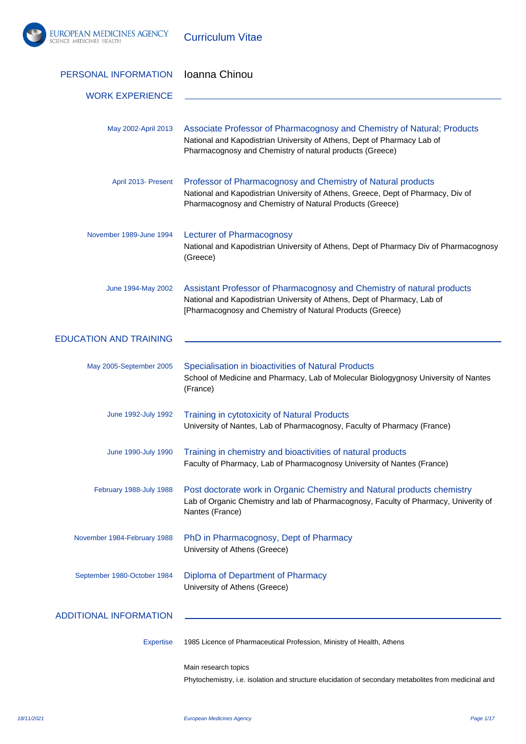# Curriculum Vitae

## PERSONAL INFORMATION

Ioanna Chinou

## WORK EXPERIENCE

May 2002-April 2013

**Associate Professor of Pharmacognosy and Chemistry of Natural; Products**
National and Kapodistrian University of Athens, Dept of Pharmacy Lab of Pharmacognosy and Chemistry of natural products (Greece)

April 2013- Present

**Professor of Pharmacognosy and Chemistry of Natural products**
National and Kapodistrian University of Athens, Greece, Dept of Pharmacy, Div of Pharmacognosy and Chemistry of Natural Products (Greece)

November 1989-June 1994

**Lecturer of Pharmacognosy**
National and Kapodistrian University of Athens, Dept of Pharmacy Div of Pharmacognosy (Greece)

June 1994-May 2002

**Assistant Professor of Pharmacognosy and Chemistry of natural products**
National and Kapodistrian University of Athens, Dept of Pharmacy, Lab of [Pharmacognosy and Chemistry of Natural Products (Greece)

## EDUCATION AND TRAINING

May 2005-September 2005

**Specialisation in bioactivities of Natural Products**
School of Medicine and Pharmacy, Lab of Molecular Biologygnosy University of Nantes (France)

June 1992-July 1992

**Training in cytotoxicity of Natural Products**
University of Nantes, Lab of Pharmacognosy, Faculty of Pharmacy (France)

June 1990-July 1990

**Training in chemistry and bioactivities of natural products**
Faculty of Pharmacy, Lab of Pharmacognosy University of Nantes (France)

February 1988-July 1988

**Post doctorate work in Organic Chemistry and Natural products chemistry**
Lab of Organic Chemistry and lab of Pharmacognosy, Faculty of Pharmacy, Univerity of Nantes (France)

November 1984-February 1988

**PhD in Pharmacognosy, Dept of Pharmacy**
University of Athens (Greece)

September 1980-October 1984

**Diploma of Department of Pharmacy**
University of Athens (Greece)

## ADDITIONAL INFORMATION

Expertise

1985 Licence of Pharmaceutical Profession, Ministry of Health, Athens

Main research topics

Phytochemistry, i.e. isolation and structure elucidation of secondary metabolites from medicinal and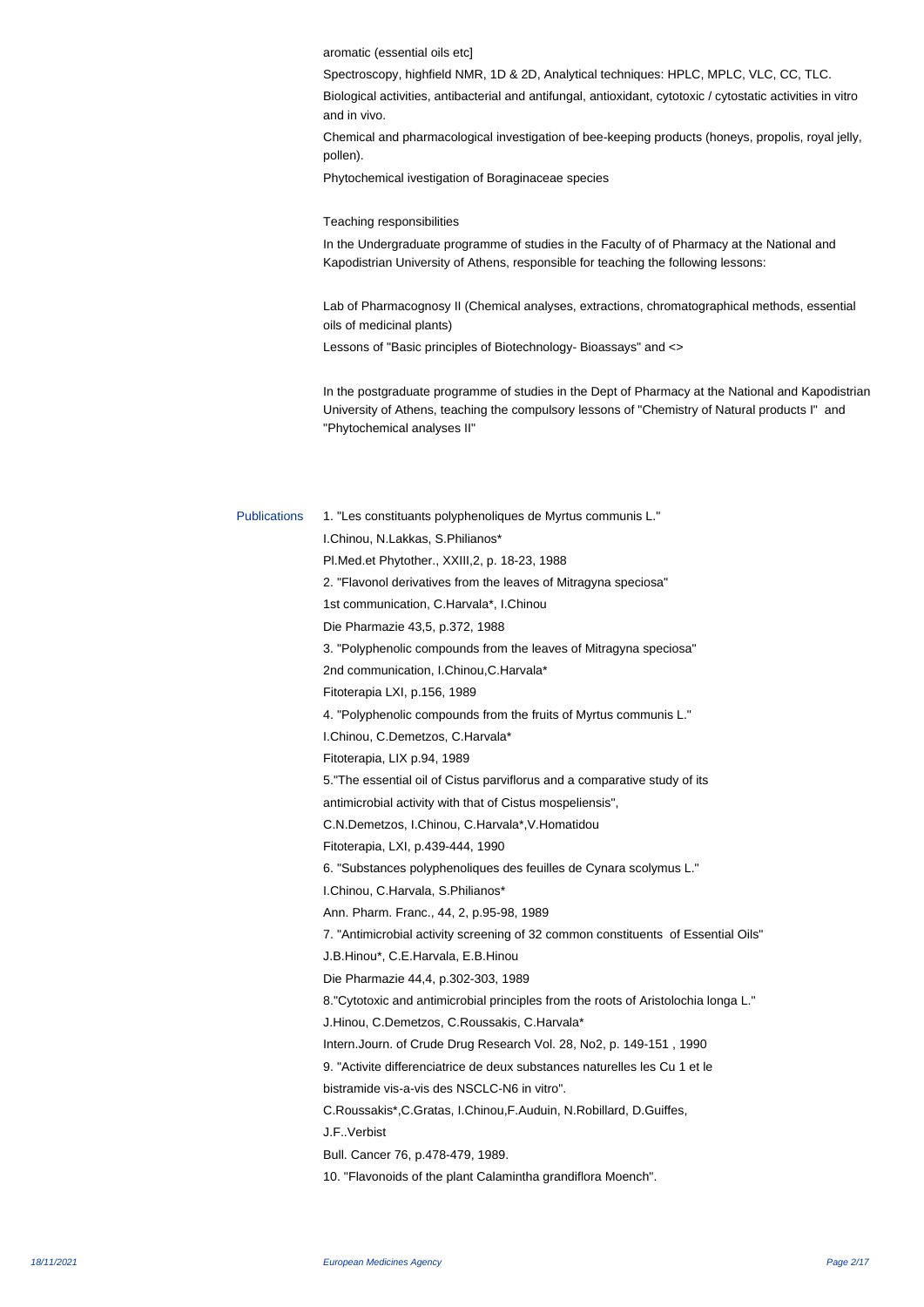aromatic (essential oils etc]

Spectroscopy, highfield NMR, 1D & 2D, Analytical techniques: HPLC, MPLC, VLC, CC, TLC.

Biological activities, antibacterial and antifungal, antioxidant, cytotoxic / cytostatic activities in vitro and in vivo.

Chemical and pharmacological investigation of bee-keeping products (honeys, propolis, royal jelly, pollen).

Phytochemical ivestigation of Boraginaceae species

Teaching responsibilities

In the Undergraduate programme of studies in the Faculty of of Pharmacy at the National and Kapodistrian University of Athens, responsible for teaching the following lessons:

Lab of Pharmacognosy II (Chemical analyses, extractions, chromatographical methods, essential oils of medicinal plants)

Lessons of "Basic principles of Biotechnology- Bioassays" and <>

In the postgraduate programme of studies in the Dept of Pharmacy at the National and Kapodistrian University of Athens, teaching the compulsory lessons of "Chemistry of Natural products I" and "Phytochemical analyses II"

**Publications**

1. "Les constituants polyphenoliques de Myrtus communis L."
I.Chinou, N.Lakkas, S.Philianos*
Pl.Med.et Phytother., XXIII,2, p. 18-23, 1988

2. "Flavonol derivatives from the leaves of Mitragyna speciosa"
1st communication, C.Harvala*, I.Chinou
Die Pharmazie 43,5, p.372, 1988

3. "Polyphenolic compounds from the leaves of Mitragyna speciosa"
2nd communication, I.Chinou,C.Harvala*
Fitoterapia LXI, p.156, 1989

4. "Polyphenolic compounds from the fruits of Myrtus communis L."
I.Chinou, C.Demetzos, C.Harvala*
Fitoterapia, LIX p.94, 1989

5."The essential oil of Cistus parviflorus and a comparative study of its
antimicrobial activity with that of Cistus mospeliensis",
C.N.Demetzos, I.Chinou, C.Harvala*,V.Homatidou
Fitoterapia, LXI, p.439-444, 1990

6. "Substances polyphenoliques des feuilles de Cynara scolymus L."
I.Chinou, C.Harvala, S.Philianos*
Ann. Pharm. Franc., 44, 2, p.95-98, 1989

7. "Antimicrobial activity screening of 32 common constituents of Essential Oils"
J.B.Hinou*, C.E.Harvala, E.B.Hinou
Die Pharmazie 44,4, p.302-303, 1989

8."Cytotoxic and antimicrobial principles from the roots of Aristolochia longa L."
J.Hinou, C.Demetzos, C.Roussakis, C.Harvala*
Intern.Journ. of Crude Drug Research Vol. 28, No2, p. 149-151 , 1990

9. "Activite differenciatrice de deux substances naturelles les Cu 1 et le
bistramide vis-a-vis des NSCLC-N6 in vitro".
C.Roussakis*,C.Gratas, I.Chinou,F.Auduin, N.Robillard, D.Guiffes,
J.F..Verbist
Bull. Cancer 76, p.478-479, 1989.

10. "Flavonoids of the plant Calamintha grandiflora Moench".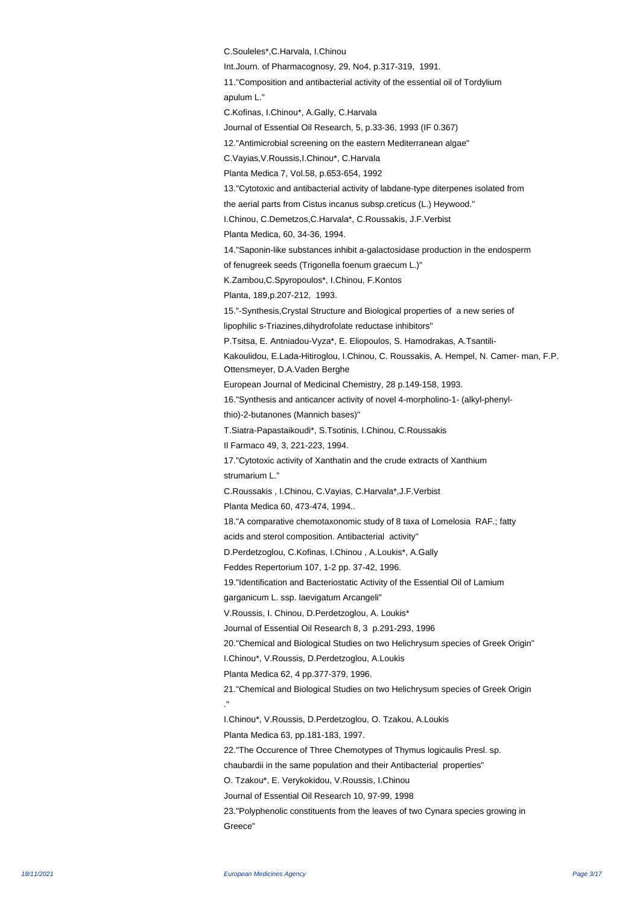C.Souleles*,C.Harvala, I.Chinou

Int.Journ. of Pharmacognosy, 29, No4, p.317-319, 1991.

11."Composition and antibacterial activity of the essential oil of Tordylium apulum L."

C.Kofinas, I.Chinou*, A.Gally, C.Harvala

Journal of Essential Oil Research, 5, p.33-36, 1993 (IF 0.367)

12."Antimicrobial screening on the eastern Mediterranean algae"

C.Vayias,V.Roussis,I.Chinou*, C.Harvala

Planta Medica 7, Vol.58, p.653-654, 1992

13."Cytotoxic and antibacterial activity of labdane-type diterpenes isolated from the aerial parts from Cistus incanus subsp.creticus (L.) Heywood."

I.Chinou, C.Demetzos,C.Harvala*, C.Roussakis, J.F.Verbist

Planta Medica, 60, 34-36, 1994.

14."Saponin-like substances inhibit a-galactosidase production in the endosperm of fenugreek seeds (Trigonella foenum graecum L.)"

K.Zambou,C.Spyropoulos*, I.Chinou, F.Kontos

Planta, 189,p.207-212, 1993.

15."-Synthesis,Crystal Structure and Biological properties of a new series of lipophilic s-Triazines,dihydrofolate reductase inhibitors"

P.Tsitsa, E. Antniadou-Vyza*, E. Eliopoulos, S. Hamodrakas, A.Tsantili-Kakoulidou, E.Lada-Hitiroglou, I.Chinou, C. Roussakis, A. Hempel, N. Camer- man, F.P. Ottensmeyer, D.A.Vaden Berghe

European Journal of Medicinal Chemistry, 28 p.149-158, 1993.

16."Synthesis and anticancer activity of novel 4-morpholino-1- (alkyl-phenyl-thio)-2-butanones (Mannich bases)"

T.Siatra-Papastaikoudi*, S.Tsotinis, I.Chinou, C.Roussakis

Il Farmaco 49, 3, 221-223, 1994.

17."Cytotoxic activity of Xanthatin and the crude extracts of Xanthium strumarium L."

C.Roussakis , I.Chinou, C.Vayias, C.Harvala*,J.F.Verbist

Planta Medica 60, 473-474, 1994..

18."A comparative chemotaxonomic study of 8 taxa of Lomelosia RAF.; fatty acids and sterol composition. Antibacterial activity"

D.Perdetzoglou, C.Kofinas, I.Chinou , A.Loukis*, A.Gally

Feddes Repertorium 107, 1-2 pp. 37-42, 1996.

19."Identification and Bacteriostatic Activity of the Essential Oil of Lamium garganicum L. ssp. laevigatum Arcangeli"

V.Roussis, I. Chinou, D.Perdetzoglou, A. Loukis*

Journal of Essential Oil Research 8, 3 p.291-293, 1996

20."Chemical and Biological Studies on two Helichrysum species of Greek Origin"

I.Chinou*, V.Roussis, D.Perdetzoglou, A.Loukis

Planta Medica 62, 4 pp.377-379, 1996.

21."Chemical and Biological Studies on two Helichrysum species of Greek Origin ."

I.Chinou*, V.Roussis, D.Perdetzoglou, O. Tzakou, A.Loukis

Planta Medica 63, pp.181-183, 1997.

22."The Occurence of Three Chemotypes of Thymus logicaulis Presl. sp. chaubardii in the same population and their Antibacterial properties"

O. Tzakou*, E. Verykokidou, V.Roussis, I.Chinou

Journal of Essential Oil Research 10, 97-99, 1998

23."Polyphenolic constituents from the leaves of two Cynara species growing in Greece"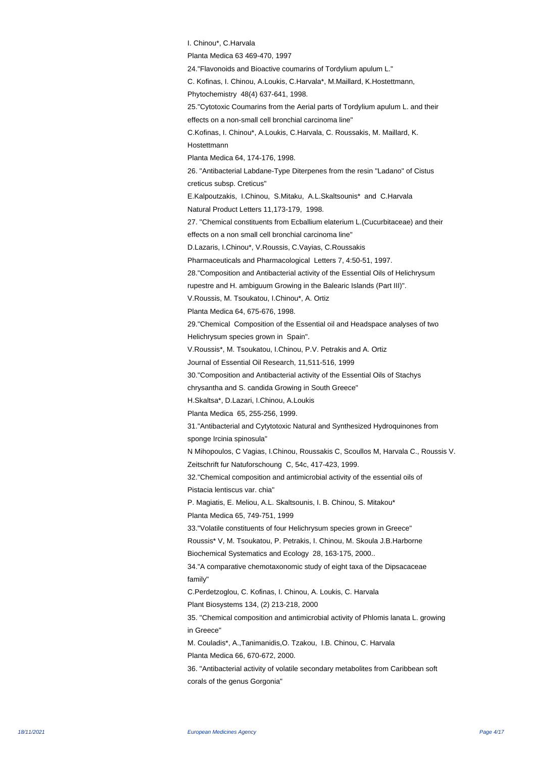I. Chinou*, C.Harvala

Planta Medica 63 469-470, 1997

24."Flavonoids and Bioactive coumarins of Tordylium apulum L."

C. Kofinas, I. Chinou, A.Loukis, C.Harvala*, M.Maillard, K.Hostettmann,

Phytochemistry 48(4) 637-641, 1998.

25."Cytotoxic Coumarins from the Aerial parts of Tordylium apulum L. and their effects on a non-small cell bronchial carcinoma line"

C.Kofinas, I. Chinou*, A.Loukis, C.Harvala, C. Roussakis, M. Maillard, K. Hostettmann

Planta Medica 64, 174-176, 1998.

26. "Antibacterial Labdane-Type Diterpenes from the resin "Ladano" of Cistus creticus subsp. Creticus"

E.Kalpoutzakis, I.Chinou, S.Mitaku, A.L.Skaltsounis* and C.Harvala

Natural Product Letters 11,173-179, 1998.

27. "Chemical constituents from Ecballium elaterium L.(Cucurbitaceae) and their effects on a non small cell bronchial carcinoma line"

D.Lazaris, I.Chinou*, V.Roussis, C.Vayias, C.Roussakis

Pharmaceuticals and Pharmacological Letters 7, 4:50-51, 1997.

28."Composition and Antibacterial activity of the Essential Oils of Helichrysum rupestre and H. ambiguum Growing in the Balearic Islands (Part III)".

V.Roussis, M. Tsoukatou, I.Chinou*, A. Ortiz

Planta Medica 64, 675-676, 1998.

29."Chemical Composition of the Essential oil and Headspace analyses of two Helichrysum species grown in Spain".

V.Roussis*, M. Tsoukatou, I.Chinou, P.V. Petrakis and A. Ortiz

Journal of Essential Oil Research, 11,511-516, 1999

30."Composition and Antibacterial activity of the Essential Oils of Stachys chrysantha and S. candida Growing in South Greece"

H.Skaltsa*, D.Lazari, I.Chinou, A.Loukis

Planta Medica 65, 255-256, 1999.

31."Antibacterial and Cytytotoxic Natural and Synthesized Hydroquinones from sponge Ircinia spinosula"

N Mihopoulos, C Vagias, I.Chinou, Roussakis C, Scoullos M, Harvala C., Roussis V.

Zeitschrift fur Natuforschoung C, 54c, 417-423, 1999.

32."Chemical composition and antimicrobial activity of the essential oils of Pistacia lentiscus var. chia"

P. Magiatis, E. Meliou, A.L. Skaltsounis, I. B. Chinou, S. Mitakou*

Planta Medica 65, 749-751, 1999

33."Volatile constituents of four Helichrysum species grown in Greece"

Roussis* V, M. Tsoukatou, P. Petrakis, I. Chinou, M. Skoula J.B.Harborne

Biochemical Systematics and Ecology 28, 163-175, 2000..

34."A comparative chemotaxonomic study of eight taxa of the Dipsacaceae family"

C.Perdetzoglou, C. Kofinas, I. Chinou, A. Loukis, C. Harvala

Plant Biosystems 134, (2) 213-218, 2000

35. "Chemical composition and antimicrobial activity of Phlomis lanata L. growing in Greece"

M. Couladis*, A.,Tanimanidis,O. Tzakou, I.B. Chinou, C. Harvala

Planta Medica 66, 670-672, 2000.

36. "Antibacterial activity of volatile secondary metabolites from Caribbean soft corals of the genus Gorgonia"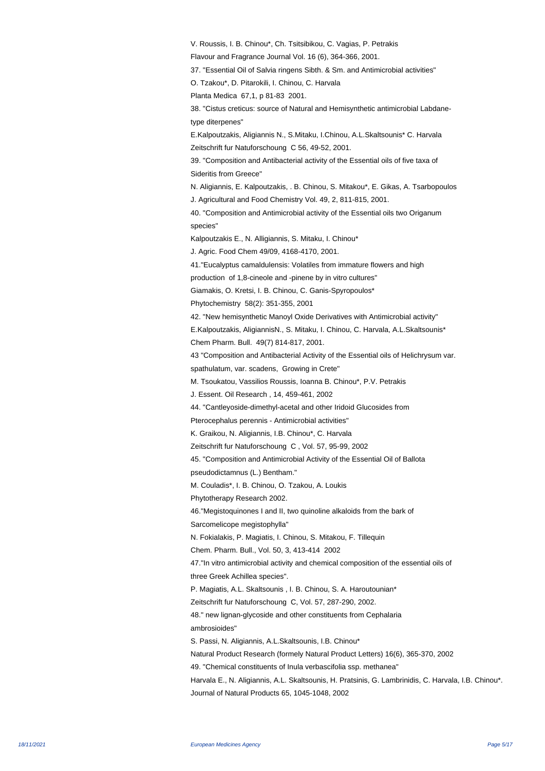V. Roussis, I. B. Chinou*, Ch. Tsitsibikou, C. Vagias, P. Petrakis

Flavour and Fragrance Journal Vol. 16 (6), 364-366, 2001.

37. "Essential Oil of Salvia ringens Sibth. & Sm. and Antimicrobial activities"

O. Tzakou*, D. Pitarokili, I. Chinou, C. Harvala

Planta Medica 67,1, p 81-83 2001.

38. "Cistus creticus: source of Natural and Hemisynthetic antimicrobial Labdane-type diterpenes"

E.Kalpoutzakis, Aligiannis N., S.Mitaku, I.Chinou, A.L.Skaltsounis* C. Harvala

Zeitschrift fur Natuforschoung C 56, 49-52, 2001.

39. "Composition and Antibacterial activity of the Essential oils of five taxa of Sideritis from Greece"

N. Aligiannis, E. Kalpoutzakis, . B. Chinou, S. Mitakou*, E. Gikas, A. Tsarbopoulos

J. Agricultural and Food Chemistry Vol. 49, 2, 811-815, 2001.

40. "Composition and Antimicrobial activity of the Essential oils two Origanum species"

Kalpoutzakis E., N. Alligiannis, S. Mitaku, I. Chinou*

J. Agric. Food Chem 49/09, 4168-4170, 2001.

41."Eucalyptus camaldulensis: Volatiles from immature flowers and high production of 1,8-cineole and -pinene by in vitro cultures"

Giamakis, O. Kretsi, I. B. Chinou, C. Ganis-Spyropoulos*

Phytochemistry 58(2): 351-355, 2001

42. "New hemisynthetic Manoyl Oxide Derivatives with Antimicrobial activity"

E.Kalpoutzakis, AligiannisN., S. Mitaku, I. Chinou, C. Harvala, A.L.Skaltsounis*

Chem Pharm. Bull. 49(7) 814-817, 2001.

43 "Composition and Antibacterial Activity of the Essential oils of Helichrysum var. spathulatum, var. scadens, Growing in Crete"

M. Tsoukatou, Vassilios Roussis, Ioanna B. Chinou*, P.V. Petrakis

J. Essent. Oil Research , 14, 459-461, 2002

44. "Cantleyoside-dimethyl-acetal and other Iridoid Glucosides from Pterocephalus perennis - Antimicrobial activities"

K. Graikou, N. Aligiannis, I.B. Chinou*, C. Harvala

Zeitschrift fur Natuforschoung C , Vol. 57, 95-99, 2002

45. "Composition and Antimicrobial Activity of the Essential Oil of Ballota pseudodictamnus (L.) Bentham."

M. Couladis*, I. B. Chinou, O. Tzakou, A. Loukis

Phytotherapy Research 2002.

46."Megistoquinones I and II, two quinoline alkaloids from the bark of Sarcomelicope megistophylla"

N. Fokialakis, P. Magiatis, I. Chinou, S. Mitakou, F. Tillequin

Chem. Pharm. Bull., Vol. 50, 3, 413-414 2002

47."In vitro antimicrobial activity and chemical composition of the essential oils of three Greek Achillea species".

P. Magiatis, A.L. Skaltsounis , I. B. Chinou, S. A. Haroutounian*

Zeitschrift fur Natuforschoung C, Vol. 57, 287-290, 2002.

48." new lignan-glycoside and other constituents from Cephalaria ambrosioides"

S. Passi, N. Aligiannis, A.L.Skaltsounis, I.B. Chinou*

Natural Product Research (formely Natural Product Letters) 16(6), 365-370, 2002

49. "Chemical constituents of Inula verbascifolia ssp. methanea"

Harvala E., N. Aligiannis, A.L. Skaltsounis, H. Pratsinis, G. Lambrinidis, C. Harvala, I.B. Chinou*.

Journal of Natural Products 65, 1045-1048, 2002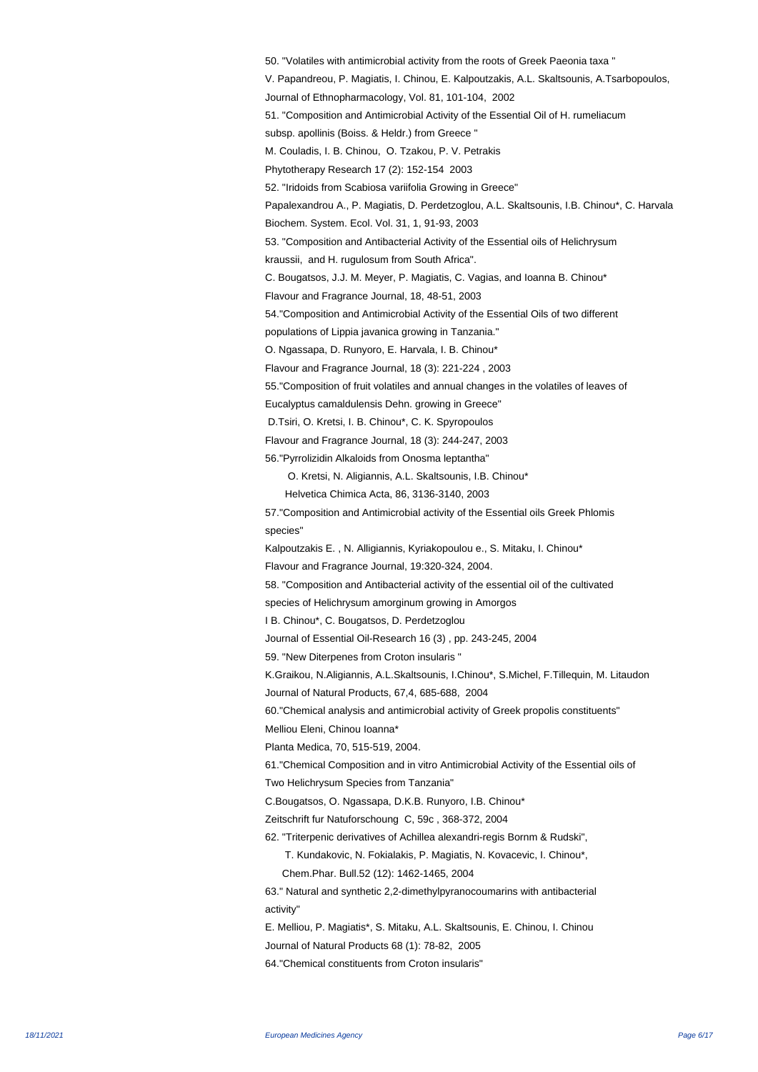50. "Volatiles with antimicrobial activity from the roots of Greek Paeonia taxa "

V. Papandreou, P. Magiatis, I. Chinou, E. Kalpoutzakis, A.L. Skaltsounis, A.Tsarbopoulos,

Journal of Ethnopharmacology, Vol. 81, 101-104, 2002

51. "Composition and Antimicrobial Activity of the Essential Oil of H. rumeliacum subsp. apollinis (Boiss. & Heldr.) from Greece "

M. Couladis, I. B. Chinou, O. Tzakou, P. V. Petrakis

Phytotherapy Research 17 (2): 152-154 2003

52. "Iridoids from Scabiosa variifolia Growing in Greece"

Papalexandrou A., P. Magiatis, D. Perdetzoglou, A.L. Skaltsounis, I.B. Chinou*, C. Harvala

Biochem. System. Ecol. Vol. 31, 1, 91-93, 2003

53. "Composition and Antibacterial Activity of the Essential oils of Helichrysum kraussii, and H. rugulosum from South Africa".

C. Bougatsos, J.J. M. Meyer, P. Magiatis, C. Vagias, and Ioanna B. Chinou*

Flavour and Fragrance Journal, 18, 48-51, 2003

54."Composition and Antimicrobial Activity of the Essential Oils of two different populations of Lippia javanica growing in Tanzania."

O. Ngassapa, D. Runyoro, E. Harvala, I. B. Chinou*

Flavour and Fragrance Journal, 18 (3): 221-224 , 2003

55."Composition of fruit volatiles and annual changes in the volatiles of leaves of Eucalyptus camaldulensis Dehn. growing in Greece"

D.Tsiri, O. Kretsi, I. B. Chinou*, C. K. Spyropoulos

Flavour and Fragrance Journal, 18 (3): 244-247, 2003

56."Pyrrolizidin Alkaloids from Onosma leptantha"

O. Kretsi, N. Aligiannis, A.L. Skaltsounis, I.B. Chinou*

Helvetica Chimica Acta, 86, 3136-3140, 2003

57."Composition and Antimicrobial activity of the Essential oils Greek Phlomis species"

Kalpoutzakis E. , N. Alligiannis, Kyriakopoulou e., S. Mitaku, I. Chinou*

Flavour and Fragrance Journal, 19:320-324, 2004.

58. "Composition and Antibacterial activity of the essential oil of the cultivated species of Helichrysum amorginum growing in Amorgos

I B. Chinou*, C. Bougatsos, D. Perdetzoglou

Journal of Essential Oil-Research 16 (3) , pp. 243-245, 2004

59. "New Diterpenes from Croton insularis "

K.Graikou, N.Aligiannis, A.L.Skaltsounis, I.Chinou*, S.Michel, F.Tillequin, M. Litaudon

Journal of Natural Products, 67,4, 685-688, 2004

60."Chemical analysis and antimicrobial activity of Greek propolis constituents"

Melliou Eleni, Chinou Ioanna*

Planta Medica, 70, 515-519, 2004.

61."Chemical Composition and in vitro Antimicrobial Activity of the Essential oils of Two Helichrysum Species from Tanzania"

C.Bougatsos, O. Ngassapa, D.K.B. Runyoro, I.B. Chinou*

Zeitschrift fur Natuforschoung C, 59c , 368-372, 2004

62. "Triterpenic derivatives of Achillea alexandri-regis Bornm & Rudski",

T. Kundakovic, N. Fokialakis, P. Magiatis, N. Kovacevic, I. Chinou*,

Chem.Phar. Bull.52 (12): 1462-1465, 2004

63." Natural and synthetic 2,2-dimethylpyranocoumarins with antibacterial activity"

E. Melliou, P. Magiatis*, S. Mitaku, A.L. Skaltsounis, E. Chinou, I. Chinou

Journal of Natural Products 68 (1): 78-82, 2005

64."Chemical constituents from Croton insularis"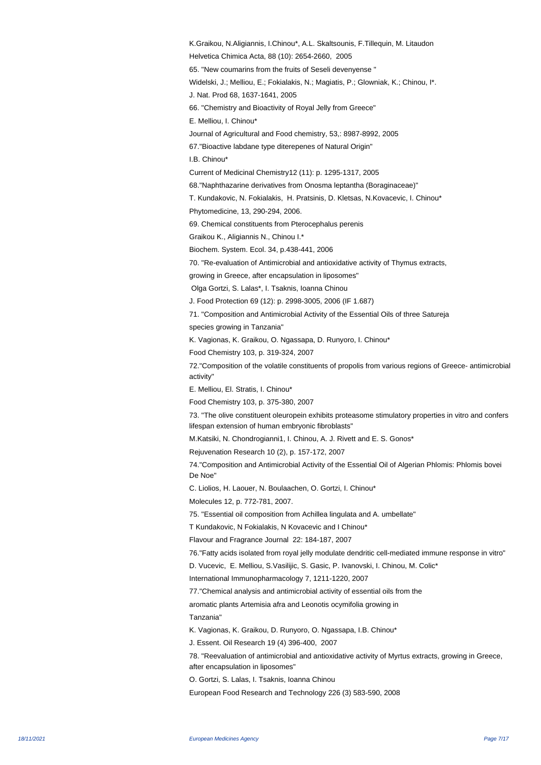K.Graikou, N.Aligiannis, I.Chinou*, A.L. Skaltsounis, F.Tillequin, M. Litaudon

Helvetica Chimica Acta, 88 (10): 2654-2660, 2005

65. "New coumarins from the fruits of Seseli devenyense "

Widelski, J.; Melliou, E.; Fokialakis, N.; Magiatis, P.; Glowniak, K.; Chinou, I*.

J. Nat. Prod 68, 1637-1641, 2005

66. "Chemistry and Bioactivity of Royal Jelly from Greece"

E. Melliou, I. Chinou*

Journal of Agricultural and Food chemistry, 53,: 8987-8992, 2005

67."Bioactive labdane type diterepenes of Natural Origin"

I.B. Chinou*

Current of Medicinal Chemistry12 (11): p. 1295-1317, 2005

68."Naphthazarine derivatives from Onosma leptantha (Boraginaceae)"

T. Kundakovic, N. Fokialakis, H. Pratsinis, D. Kletsas, N.Kovacevic, I. Chinou*

Phytomedicine, 13, 290-294, 2006.

69. Chemical constituents from Pterocephalus perenis

Graikou K., Aligiannis N., Chinou I.*

Biochem. System. Ecol. 34, p.438-441, 2006

70. "Re-evaluation of Antimicrobial and antioxidative activity of Thymus extracts,

growing in Greece, after encapsulation in liposomes"

Olga Gortzi, S. Lalas*, I. Tsaknis, Ioanna Chinou

J. Food Protection 69 (12): p. 2998-3005, 2006 (IF 1.687)

71. "Composition and Antimicrobial Activity of the Essential Oils of three Satureja

species growing in Tanzania"

K. Vagionas, K. Graikou, O. Ngassapa, D. Runyoro, I. Chinou*

Food Chemistry 103, p. 319-324, 2007

72."Composition of the volatile constituents of propolis from various regions of Greece- antimicrobial activity"

E. Melliou, El. Stratis, I. Chinou*

Food Chemistry 103, p. 375-380, 2007

73. "The olive constituent oleuropein exhibits proteasome stimulatory properties in vitro and confers lifespan extension of human embryonic fibroblasts"

M.Katsiki, N. Chondrogianni1, I. Chinou, A. J. Rivett and E. S. Gonos*

Rejuvenation Research 10 (2), p. 157-172, 2007

74."Composition and Antimicrobial Activity of the Essential Oil of Algerian Phlomis: Phlomis bovei De Noe"

C. Liolios, H. Laouer, N. Boulaachen, O. Gortzi, I. Chinou*

Molecules 12, p. 772-781, 2007.

75. "Essential oil composition from Achillea lingulata and A. umbellate"

T Kundakovic, N Fokialakis, N Kovacevic and I Chinou*

Flavour and Fragrance Journal 22: 184-187, 2007

76."Fatty acids isolated from royal jelly modulate dendritic cell-mediated immune response in vitro"

D. Vucevic, E. Melliou, S.Vasilijic, S. Gasic, P. Ivanovski, I. Chinou, M. Colic*

International Immunopharmacology 7, 1211-1220, 2007

77."Chemical analysis and antimicrobial activity of essential oils from the

aromatic plants Artemisia afra and Leonotis ocymifolia growing in

Tanzania"

K. Vagionas, K. Graikou, D. Runyoro, O. Ngassapa, I.B. Chinou*

J. Essent. Oil Research 19 (4) 396-400, 2007

78. "Reevaluation of antimicrobial and antioxidative activity of Myrtus extracts, growing in Greece, after encapsulation in liposomes"

O. Gortzi, S. Lalas, I. Tsaknis, Ioanna Chinou

European Food Research and Technology 226 (3) 583-590, 2008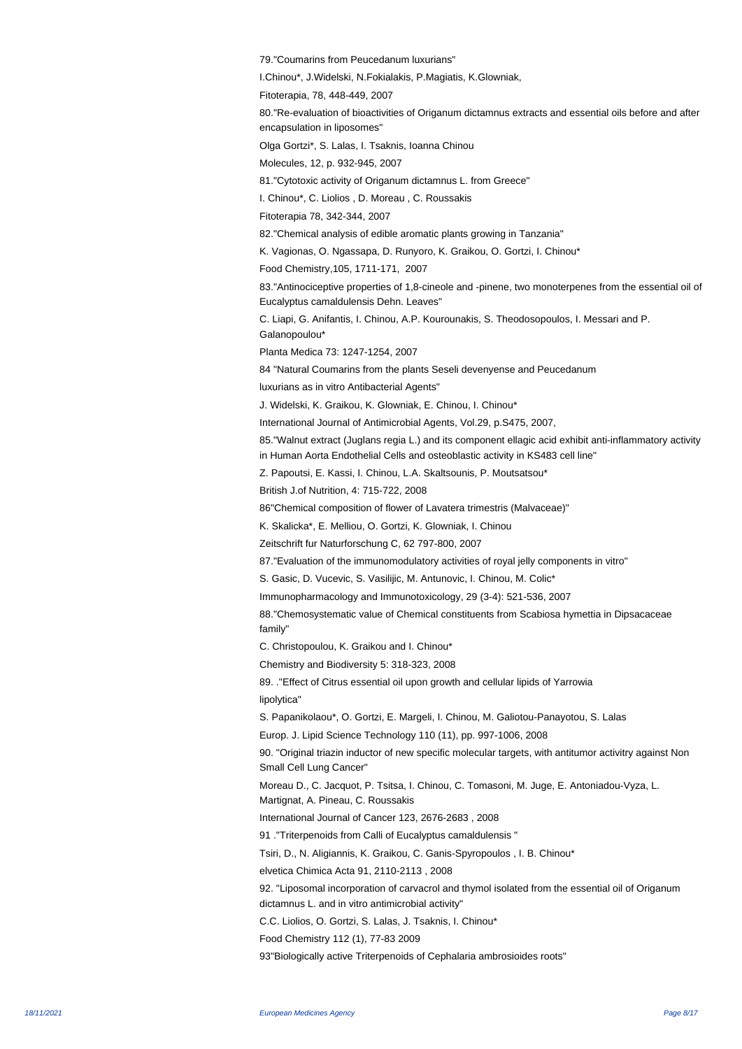79."Coumarins from Peucedanum luxurians"

I.Chinou*, J.Widelski, N.Fokialakis, P.Magiatis, K.Glowniak,

Fitoterapia, 78, 448-449, 2007

80."Re-evaluation of bioactivities of Origanum dictamnus extracts and essential oils before and after encapsulation in liposomes"

Olga Gortzi*, S. Lalas, I. Tsaknis, Ioanna Chinou

Molecules, 12, p. 932-945, 2007

81."Cytotoxic activity of Origanum dictamnus L. from Greece"

I. Chinou*, C. Liolios , D. Moreau , C. Roussakis

Fitoterapia 78, 342-344, 2007

82."Chemical analysis of edible aromatic plants growing in Tanzania"

K. Vagionas, O. Ngassapa, D. Runyoro, K. Graikou, O. Gortzi, I. Chinou*

Food Chemistry,105, 1711-171, 2007

83."Antinociceptive properties of 1,8-cineole and -pinene, two monoterpenes from the essential oil of Eucalyptus camaldulensis Dehn. Leaves"

C. Liapi, G. Anifantis, I. Chinou, A.P. Kourounakis, S. Theodosopoulos, I. Messari and P. Galanopoulou*

Planta Medica 73: 1247-1254, 2007

84 "Natural Coumarins from the plants Seseli devenyense and Peucedanum

luxurians as in vitro Antibacterial Agents"

J. Widelski, K. Graikou, K. Glowniak, E. Chinou, I. Chinou*

International Journal of Antimicrobial Agents, Vol.29, p.S475, 2007,

85."Walnut extract (Juglans regia L.) and its component ellagic acid exhibit anti-inflammatory activity in Human Aorta Endothelial Cells and osteoblastic activity in KS483 cell line"

Z. Papoutsi, E. Kassi, I. Chinou, L.A. Skaltsounis, P. Moutsatsou*

British J.of Nutrition, 4: 715-722, 2008

86"Chemical composition of flower of Lavatera trimestris (Malvaceae)"

K. Skalicka*, E. Melliou, O. Gortzi, K. Glowniak, I. Chinou

Zeitschrift fur Naturforschung C, 62 797-800, 2007

87."Evaluation of the immunomodulatory activities of royal jelly components in vitro"

S. Gasic, D. Vucevic, S. Vasilijic, M. Antunovic, I. Chinou, M. Colic*

Immunopharmacology and Immunotoxicology, 29 (3-4): 521-536, 2007

88."Chemosystematic value of Chemical constituents from Scabiosa hymettia in Dipsacaceae family"

C. Christopoulou, K. Graikou and I. Chinou*

Chemistry and Biodiversity 5: 318-323, 2008

89. ."Effect of Citrus essential oil upon growth and cellular lipids of Yarrowia

lipolytica"

S. Papanikolaou*, O. Gortzi, E. Margeli, I. Chinou, M. Galiotou-Panayotou, S. Lalas

Europ. J. Lipid Science Technology 110 (11), pp. 997-1006, 2008

90. "Original triazin inductor of new specific molecular targets, with antitumor activitry against Non Small Cell Lung Cancer"

Moreau D., C. Jacquot, P. Tsitsa, I. Chinou, C. Tomasoni, M. Juge, E. Antoniadou-Vyza, L. Martignat, A. Pineau, C. Roussakis

International Journal of Cancer 123, 2676-2683 , 2008

91 ."Triterpenoids from Calli of Eucalyptus camaldulensis "

Tsiri, D., N. Aligiannis, K. Graikou, C. Ganis-Spyropoulos , I. B. Chinou*

elvetica Chimica Acta 91, 2110-2113 , 2008

92. "Liposomal incorporation of carvacrol and thymol isolated from the essential oil of Origanum dictamnus L. and in vitro antimicrobial activity"

C.C. Liolios, O. Gortzi, S. Lalas, J. Tsaknis, I. Chinou*

Food Chemistry 112 (1), 77-83 2009

93"Biologically active Triterpenoids of Cephalaria ambrosioides roots"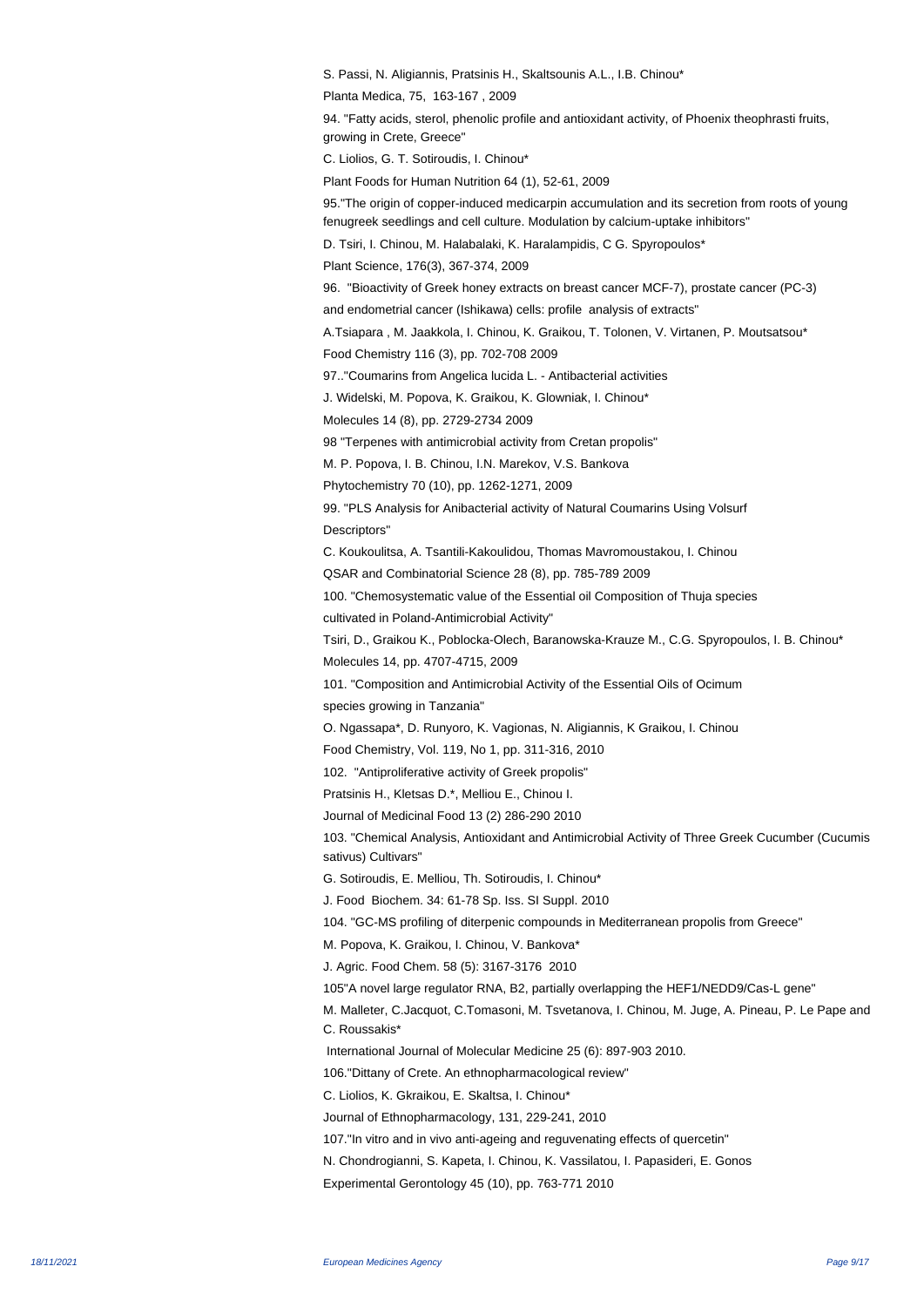S. Passi, N. Aligiannis, Pratsinis H., Skaltsounis A.L., I.B. Chinou*

Planta Medica, 75, 163-167 , 2009

94. "Fatty acids, sterol, phenolic profile and antioxidant activity, of Phoenix theophrasti fruits, growing in Crete, Greece"

C. Liolios, G. T. Sotiroudis, I. Chinou*

Plant Foods for Human Nutrition 64 (1), 52-61, 2009

95."The origin of copper-induced medicarpin accumulation and its secretion from roots of young fenugreek seedlings and cell culture. Modulation by calcium-uptake inhibitors"

D. Tsiri, I. Chinou, M. Halabalaki, K. Haralampidis, C G. Spyropoulos*

Plant Science, 176(3), 367-374, 2009

96. "Bioactivity of Greek honey extracts on breast cancer MCF-7), prostate cancer (PC-3) and endometrial cancer (Ishikawa) cells: profile analysis of extracts"

A.Tsiapara , M. Jaakkola, I. Chinou, K. Graikou, T. Tolonen, V. Virtanen, P. Moutsatsou*

Food Chemistry 116 (3), pp. 702-708 2009

97.."Coumarins from Angelica lucida L. - Antibacterial activities

J. Widelski, M. Popova, K. Graikou, K. Glowniak, I. Chinou*

Molecules 14 (8), pp. 2729-2734 2009

98 "Terpenes with antimicrobial activity from Cretan propolis"

M. P. Popova, I. B. Chinou, I.N. Marekov, V.S. Bankova

Phytochemistry 70 (10), pp. 1262-1271, 2009

99. "PLS Analysis for Anibacterial activity of Natural Coumarins Using Volsurf Descriptors"

C. Koukoulitsa, A. Tsantili-Kakoulidou, Thomas Mavromoustakou, I. Chinou

QSAR and Combinatorial Science 28 (8), pp. 785-789 2009

100. "Chemosystematic value of the Essential oil Composition of Thuja species cultivated in Poland-Antimicrobial Activity"

Tsiri, D., Graikou K., Poblocka-Olech, Baranowska-Krauze M., C.G. Spyropoulos, I. B. Chinou*

Molecules 14, pp. 4707-4715, 2009

101. "Composition and Antimicrobial Activity of the Essential Oils of Ocimum species growing in Tanzania"

O. Ngassapa*, D. Runyoro, K. Vagionas, N. Aligiannis, K Graikou, I. Chinou

Food Chemistry, Vol. 119, No 1, pp. 311-316, 2010

102. "Antiproliferative activity of Greek propolis"

Pratsinis H., Kletsas D.*, Melliou E., Chinou I.

Journal of Medicinal Food 13 (2) 286-290 2010

103. "Chemical Analysis, Antioxidant and Antimicrobial Activity of Three Greek Cucumber (Cucumis sativus) Cultivars"

G. Sotiroudis, E. Melliou, Th. Sotiroudis, I. Chinou*

J. Food Biochem. 34: 61-78 Sp. Iss. SI Suppl. 2010

104. "GC-MS profiling of diterpenic compounds in Mediterranean propolis from Greece"

M. Popova, K. Graikou, I. Chinou, V. Bankova*

J. Agric. Food Chem. 58 (5): 3167-3176 2010

105"A novel large regulator RNA, B2, partially overlapping the HEF1/NEDD9/Cas-L gene"

M. Malleter, C.Jacquot, C.Tomasoni, M. Tsvetanova, I. Chinou, M. Juge, A. Pineau, P. Le Pape and C. Roussakis*

International Journal of Molecular Medicine 25 (6): 897-903 2010.

106."Dittany of Crete. An ethnopharmacological review"

C. Liolios, K. Gkraikou, E. Skaltsa, I. Chinou*

Journal of Ethnopharmacology, 131, 229-241, 2010

107."In vitro and in vivo anti-ageing and reguvenating effects of quercetin"

N. Chondrogianni, S. Kapeta, I. Chinou, K. Vassilatou, I. Papasideri, E. Gonos

Experimental Gerontology 45 (10), pp. 763-771 2010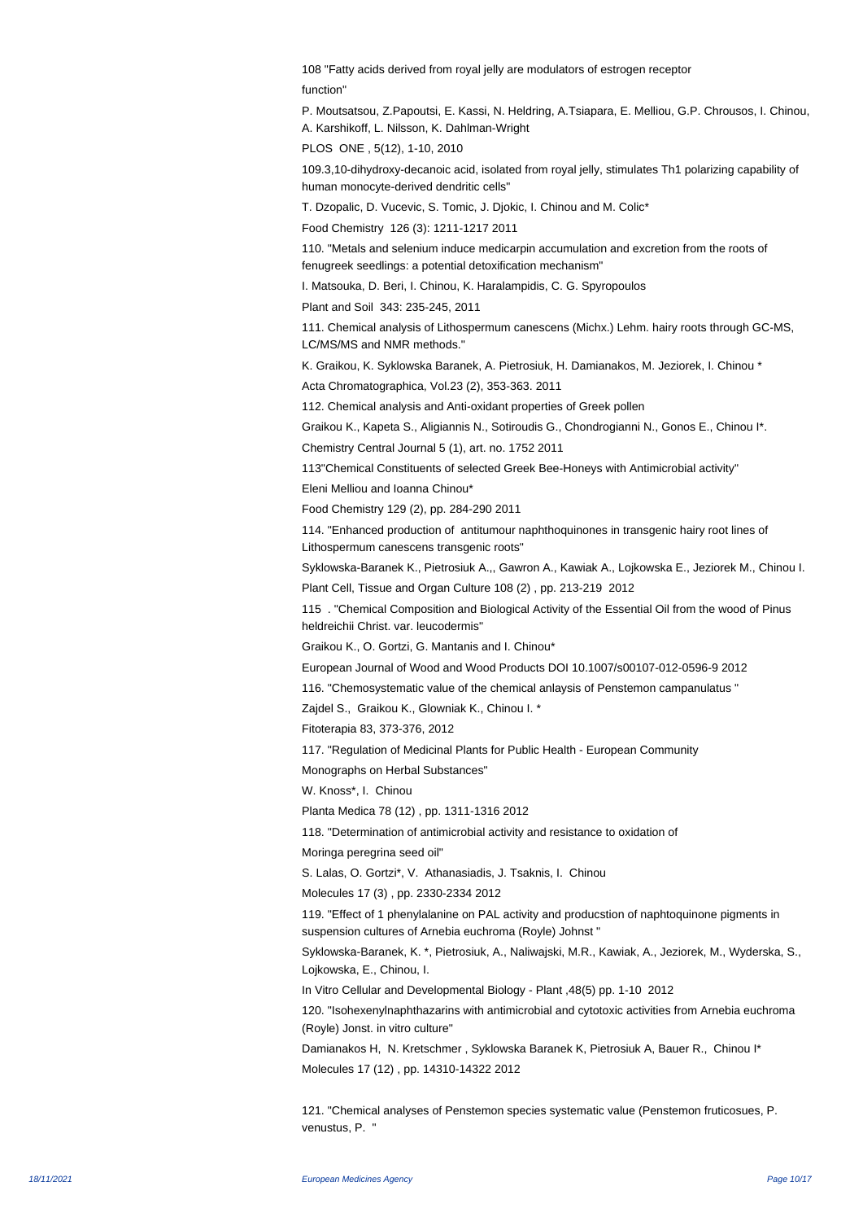108 "Fatty acids derived from royal jelly are modulators of estrogen receptor function"

P. Moutsatsou, Z.Papoutsi, E. Kassi, N. Heldring, A.Tsiapara, E. Melliou, G.P. Chrousos, I. Chinou, A. Karshikoff, L. Nilsson, K. Dahlman-Wright

PLOS ONE , 5(12), 1-10, 2010

109.3,10-dihydroxy-decanoic acid, isolated from royal jelly, stimulates Th1 polarizing capability of human monocyte-derived dendritic cells"

T. Dzopalic, D. Vucevic, S. Tomic, J. Djokic, I. Chinou and M. Colic*

Food Chemistry 126 (3): 1211-1217 2011

110. "Metals and selenium induce medicarpin accumulation and excretion from the roots of fenugreek seedlings: a potential detoxification mechanism"

I. Matsouka, D. Beri, I. Chinou, K. Haralampidis, C. G. Spyropoulos

Plant and Soil 343: 235-245, 2011

111. Chemical analysis of Lithospermum canescens (Michx.) Lehm. hairy roots through GC-MS, LC/MS/MS and NMR methods."

K. Graikou, K. Syklowska Baranek, A. Pietrosiuk, H. Damianakos, M. Jeziorek, I. Chinou *

Acta Chromatographica, Vol.23 (2), 353-363. 2011

112. Chemical analysis and Anti-oxidant properties of Greek pollen

Graikou K., Kapeta S., Aligiannis N., Sotiroudis G., Chondrogianni N., Gonos E., Chinou I*.

Chemistry Central Journal 5 (1), art. no. 1752 2011

113"Chemical Constituents of selected Greek Bee-Honeys with Antimicrobial activity"

Eleni Melliou and Ioanna Chinou*

Food Chemistry 129 (2), pp. 284-290 2011

114. "Enhanced production of antitumour naphthoquinones in transgenic hairy root lines of Lithospermum canescens transgenic roots"

Syklowska-Baranek K., Pietrosiuk A.,, Gawron A., Kawiak A., Lojkowska E., Jeziorek M., Chinou I.

Plant Cell, Tissue and Organ Culture 108 (2) , pp. 213-219 2012

115 . "Chemical Composition and Biological Activity of the Essential Oil from the wood of Pinus heldreichii Christ. var. leucodermis"

Graikou K., O. Gortzi, G. Mantanis and I. Chinou*

European Journal of Wood and Wood Products DOI 10.1007/s00107-012-0596-9 2012

116. "Chemosystematic value of the chemical anlaysis of Penstemon campanulatus "

Zajdel S., Graikou K., Glowniak K., Chinou I. *

Fitoterapia 83, 373-376, 2012

117. "Regulation of Medicinal Plants for Public Health - European Community Monographs on Herbal Substances"

W. Knoss*, I. Chinou

Planta Medica 78 (12) , pp. 1311-1316 2012

118. "Determination of antimicrobial activity and resistance to oxidation of Moringa peregrina seed oil"

S. Lalas, O. Gortzi*, V. Athanasiadis, J. Tsaknis, I. Chinou

Molecules 17 (3) , pp. 2330-2334 2012

119. "Effect of 1 phenylalanine on PAL activity and producstion of naphtoquinone pigments in suspension cultures of Arnebia euchroma (Royle) Johnst "

Syklowska-Baranek, K. *, Pietrosiuk, A., Naliwajski, M.R., Kawiak, A., Jeziorek, M., Wyderska, S., Lojkowska, E., Chinou, I.

In Vitro Cellular and Developmental Biology - Plant ,48(5) pp. 1-10 2012

120. "Isohexenylnaphthazarins with antimicrobial and cytotoxic activities from Arnebia euchroma (Royle) Jonst. in vitro culture"

Damianakos H, N. Kretschmer , Syklowska Baranek K, Pietrosiuk A, Bauer R., Chinou I*

Molecules 17 (12) , pp. 14310-14322 2012

121. "Chemical analyses of Penstemon species systematic value (Penstemon fruticosues, P. venustus, P. "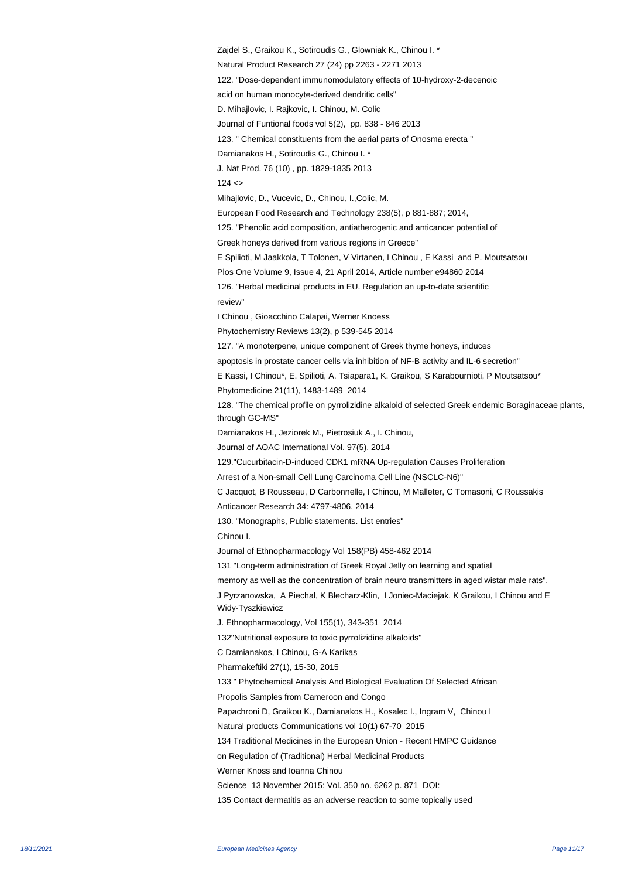Zajdel S., Graikou K., Sotiroudis G., Glowniak K., Chinou I. *

Natural Product Research 27 (24) pp 2263 - 2271 2013

122. "Dose-dependent immunomodulatory effects of 10-hydroxy-2-decenoic acid on human monocyte-derived dendritic cells"

D. Mihajlovic, I. Rajkovic, I. Chinou, M. Colic

Journal of Funtional foods vol 5(2), pp. 838 - 846 2013

123. " Chemical constituents from the aerial parts of Onosma erecta "

Damianakos H., Sotiroudis G., Chinou I. *

J. Nat Prod. 76 (10) , pp. 1829-1835 2013

124 <>

Mihajlovic, D., Vucevic, D., Chinou, I.,Colic, M.

European Food Research and Technology 238(5), p 881-887; 2014,

125. "Phenolic acid composition, antiatherogenic and anticancer potential of Greek honeys derived from various regions in Greece"

E Spilioti, M Jaakkola, T Tolonen, V Virtanen, I Chinou , E Kassi and P. Moutsatsou

Plos One Volume 9, Issue 4, 21 April 2014, Article number e94860 2014

126. "Herbal medicinal products in EU. Regulation an up-to-date scientific review"

I Chinou , Gioacchino Calapai, Werner Knoess

Phytochemistry Reviews 13(2), p 539-545 2014

127. "A monoterpene, unique component of Greek thyme honeys, induces apoptosis in prostate cancer cells via inhibition of NF-B activity and IL-6 secretion"

E Kassi, I Chinou*, E. Spilioti, A. Tsiapara1, K. Graikou, S Karabournioti, P Moutsatsou*

Phytomedicine 21(11), 1483-1489 2014

128. "The chemical profile on pyrrolizidine alkaloid of selected Greek endemic Boraginaceae plants, through GC-MS"

Damianakos H., Jeziorek M., Pietrosiuk A., I. Chinou,

Journal of AOAC International Vol. 97(5), 2014

129."Cucurbitacin-D-induced CDK1 mRNA Up-regulation Causes Proliferation Arrest of a Non-small Cell Lung Carcinoma Cell Line (NSCLC-N6)"

C Jacquot, B Rousseau, D Carbonnelle, I Chinou, M Malleter, C Tomasoni, C Roussakis

Anticancer Research 34: 4797-4806, 2014

130. "Monographs, Public statements. List entries"

Chinou I.

Journal of Ethnopharmacology Vol 158(PB) 458-462 2014

131 "Long-term administration of Greek Royal Jelly on learning and spatial memory as well as the concentration of brain neuro transmitters in aged wistar male rats".

J Pyrzanowska, A Piechal, K Blecharz-Klin, I Joniec-Maciejak, K Graikou, I Chinou and E Widy-Tyszkiewicz

J. Ethnopharmacology, Vol 155(1), 343-351 2014

132"Nutritional exposure to toxic pyrrolizidine alkaloids"

C Damianakos, I Chinou, G-A Karikas

Pharmakeftiki 27(1), 15-30, 2015

133 " Phytochemical Analysis And Biological Evaluation Of Selected African Propolis Samples from Cameroon and Congo

Papachroni D, Graikou K., Damianakos H., Kosalec I., Ingram V, Chinou I

Natural products Communications vol 10(1) 67-70 2015

134 Traditional Medicines in the European Union - Recent HMPC Guidance on Regulation of (Traditional) Herbal Medicinal Products

Werner Knoss and Ioanna Chinou

Science 13 November 2015: Vol. 350 no. 6262 p. 871 DOI:

135 Contact dermatitis as an adverse reaction to some topically used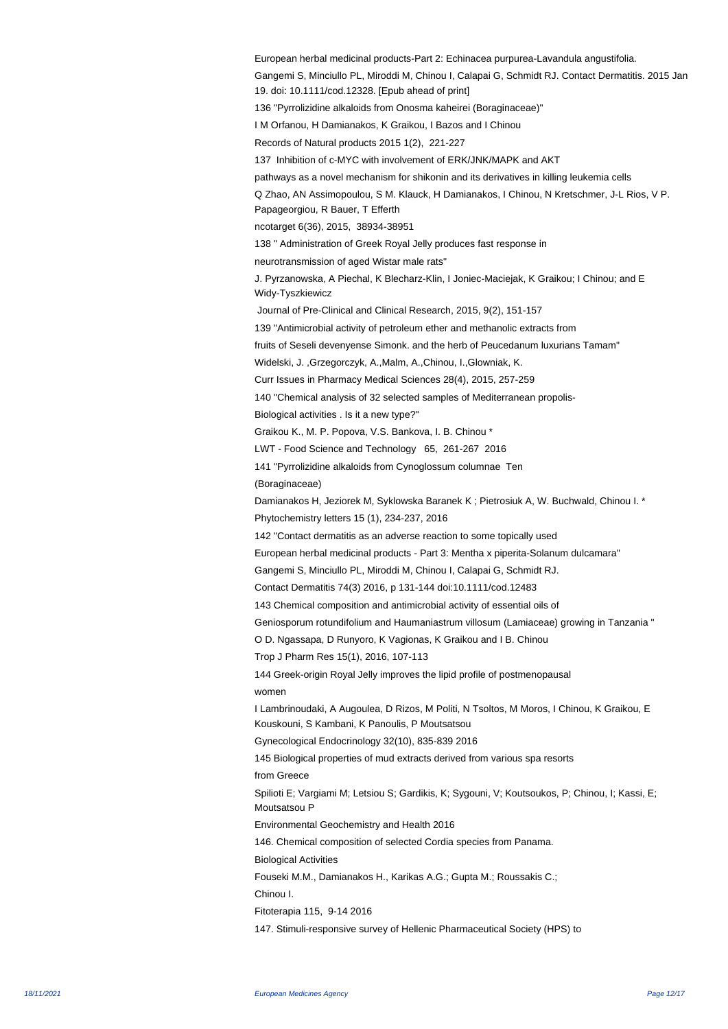European herbal medicinal products-Part 2: Echinacea purpurea-Lavandula angustifolia.

Gangemi S, Minciullo PL, Miroddi M, Chinou I, Calapai G, Schmidt RJ. Contact Dermatitis. 2015 Jan 19. doi: 10.1111/cod.12328. [Epub ahead of print]

136 "Pyrrolizidine alkaloids from Onosma kaheirei (Boraginaceae)"

I M Orfanou, H Damianakos, K Graikou, I Bazos and I Chinou

Records of Natural products 2015 1(2), 221-227

137 Inhibition of c-MYC with involvement of ERK/JNK/MAPK and AKT

pathways as a novel mechanism for shikonin and its derivatives in killing leukemia cells

Q Zhao, AN Assimopoulou, S M. Klauck, H Damianakos, I Chinou, N Kretschmer, J-L Rios, V P. Papageorgiou, R Bauer, T Efferth

ncotarget 6(36), 2015, 38934-38951

138 " Administration of Greek Royal Jelly produces fast response in

neurotransmission of aged Wistar male rats"

J. Pyrzanowska, A Piechal, K Blecharz-Klin, I Joniec-Maciejak, K Graikou; I Chinou; and E Widy-Tyszkiewicz

Journal of Pre-Clinical and Clinical Research, 2015, 9(2), 151-157

139 "Antimicrobial activity of petroleum ether and methanolic extracts from

fruits of Seseli devenyense Simonk. and the herb of Peucedanum luxurians Tamam"

Widelski, J. ,Grzegorczyk, A.,Malm, A.,Chinou, I.,Glowniak, K.

Curr Issues in Pharmacy Medical Sciences 28(4), 2015, 257-259

140 "Chemical analysis of 32 selected samples of Mediterranean propolis-

Biological activities . Is it a new type?"

Graikou K., M. P. Popova, V.S. Bankova, I. B. Chinou *

LWT - Food Science and Technology 65, 261-267 2016

141 "Pyrrolizidine alkaloids from Cynoglossum columnae Ten

(Boraginaceae)

Damianakos H, Jeziorek M, Syklowska Baranek K ; Pietrosiuk A, W. Buchwald, Chinou I. *

Phytochemistry letters 15 (1), 234-237, 2016

142 "Contact dermatitis as an adverse reaction to some topically used

European herbal medicinal products - Part 3: Mentha x piperita-Solanum dulcamara"

Gangemi S, Minciullo PL, Miroddi M, Chinou I, Calapai G, Schmidt RJ.

Contact Dermatitis 74(3) 2016, p 131-144 doi:10.1111/cod.12483

143 Chemical composition and antimicrobial activity of essential oils of

Geniosporum rotundifolium and Haumaniastrum villosum (Lamiaceae) growing in Tanzania "

O D. Ngassapa, D Runyoro, K Vagionas, K Graikou and I B. Chinou

Trop J Pharm Res 15(1), 2016, 107-113

144 Greek-origin Royal Jelly improves the lipid profile of postmenopausal

women

I Lambrinoudaki, A Augoulea, D Rizos, M Politi, N Tsoltos, M Moros, I Chinou, K Graikou, E Kouskouni, S Kambani, K Panoulis, P Moutsatsou

Gynecological Endocrinology 32(10), 835-839 2016

145 Biological properties of mud extracts derived from various spa resorts

from Greece

Spilioti E; Vargiami M; Letsiou S; Gardikis, K; Sygouni, V; Koutsoukos, P; Chinou, I; Kassi, E; Moutsatsou P

Environmental Geochemistry and Health 2016

146. Chemical composition of selected Cordia species from Panama.

Biological Activities

Fouseki M.M., Damianakos H., Karikas A.G.; Gupta M.; Roussakis C.;

Chinou I.

Fitoterapia 115, 9-14 2016

147. Stimuli-responsive survey of Hellenic Pharmaceutical Society (HPS) to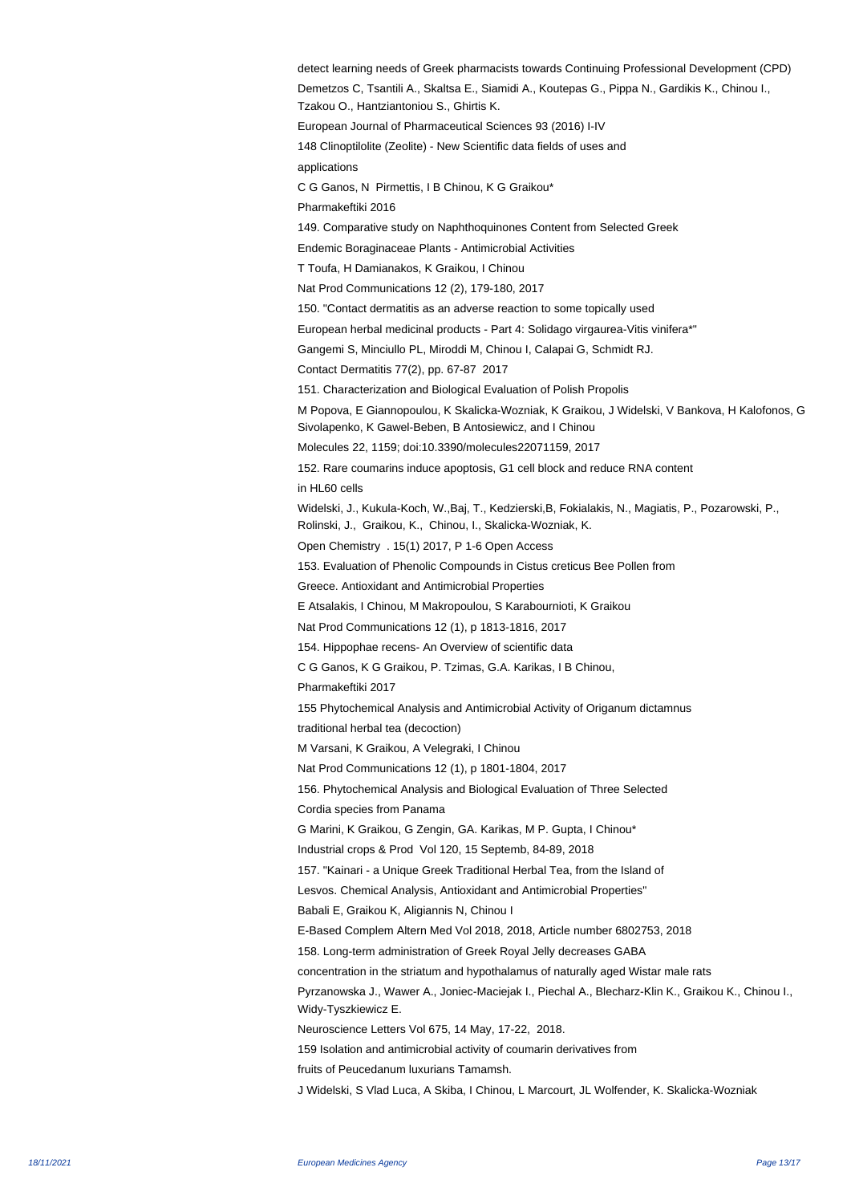detect learning needs of Greek pharmacists towards Continuing Professional Development (CPD)

Demetzos C, Tsantili A., Skaltsa E., Siamidi A., Koutepas G., Pippa N., Gardikis K., Chinou I., Tzakou O., Hantziantoniou S., Ghirtis K.

European Journal of Pharmaceutical Sciences 93 (2016) I-IV

148 Clinoptilolite (Zeolite) - New Scientific data fields of uses and applications

C G Ganos, N Pirmettis, I B Chinou, K G Graikou*

Pharmakeftiki 2016

149. Comparative study on Naphthoquinones Content from Selected Greek Endemic Boraginaceae Plants - Antimicrobial Activities

T Toufa, H Damianakos, K Graikou, I Chinou

Nat Prod Communications 12 (2), 179-180, 2017

150. "Contact dermatitis as an adverse reaction to some topically used European herbal medicinal products - Part 4: Solidago virgaurea-Vitis vinifera*"

Gangemi S, Minciullo PL, Miroddi M, Chinou I, Calapai G, Schmidt RJ.

Contact Dermatitis 77(2), pp. 67-87 2017

151. Characterization and Biological Evaluation of Polish Propolis

M Popova, E Giannopoulou, K Skalicka-Wozniak, K Graikou, J Widelski, V Bankova, H Kalofonos, G Sivolapenko, K Gawel-Beben, B Antosiewicz, and I Chinou

Molecules 22, 1159; doi:10.3390/molecules22071159, 2017

152. Rare coumarins induce apoptosis, G1 cell block and reduce RNA content in HL60 cells

Widelski, J., Kukula-Koch, W.,Baj, T., Kedzierski,B, Fokialakis, N., Magiatis, P., Pozarowski, P., Rolinski, J., Graikou, K., Chinou, I., Skalicka-Wozniak, K.

Open Chemistry . 15(1) 2017, P 1-6 Open Access

153. Evaluation of Phenolic Compounds in Cistus creticus Bee Pollen from Greece. Antioxidant and Antimicrobial Properties

E Atsalakis, I Chinou, M Makropoulou, S Karabournioti, K Graikou

Nat Prod Communications 12 (1), p 1813-1816, 2017

154. Hippophae recens- An Overview of scientific data

C G Ganos, K G Graikou, P. Tzimas, G.A. Karikas, I B Chinou,

Pharmakeftiki 2017

155 Phytochemical Analysis and Antimicrobial Activity of Origanum dictamnus traditional herbal tea (decoction)

M Varsani, K Graikou, A Velegraki, I Chinou

Nat Prod Communications 12 (1), p 1801-1804, 2017

156. Phytochemical Analysis and Biological Evaluation of Three Selected Cordia species from Panama

G Marini, K Graikou, G Zengin, GA. Karikas, M P. Gupta, I Chinou*

Industrial crops & Prod Vol 120, 15 Septemb, 84-89, 2018

157. "Kainari - a Unique Greek Traditional Herbal Tea, from the Island of Lesvos. Chemical Analysis, Antioxidant and Antimicrobial Properties"

Babali E, Graikou K, Aligiannis N, Chinou I

E-Based Complem Altern Med Vol 2018, 2018, Article number 6802753, 2018

158. Long-term administration of Greek Royal Jelly decreases GABA concentration in the striatum and hypothalamus of naturally aged Wistar male rats

Pyrzanowska J., Wawer A., Joniec-Maciejak I., Piechal A., Blecharz-Klin K., Graikou K., Chinou I., Widy-Tyszkiewicz E.

Neuroscience Letters Vol 675, 14 May, 17-22, 2018.

159 Isolation and antimicrobial activity of coumarin derivatives from fruits of Peucedanum luxurians Tamamsh.

J Widelski, S Vlad Luca, A Skiba, I Chinou, L Marcourt, JL Wolfender, K. Skalicka-Wozniak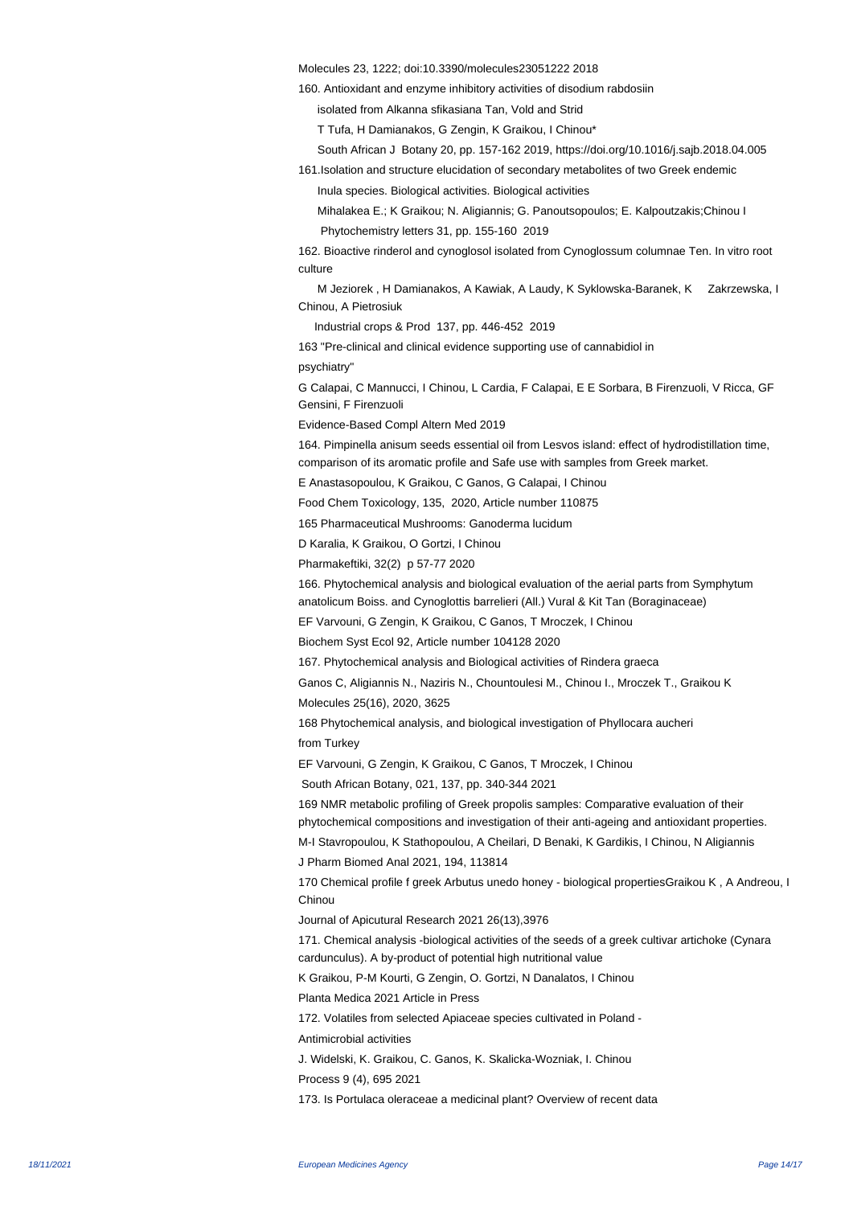Molecules 23, 1222; doi:10.3390/molecules23051222 2018

160. Antioxidant and enzyme inhibitory activities of disodium rabdosiin

isolated from Alkanna sfikasiana Tan, Vold and Strid

T Tufa, H Damianakos, G Zengin, K Graikou, I Chinou*

South African J Botany 20, pp. 157-162 2019, https://doi.org/10.1016/j.sajb.2018.04.005

161. Isolation and structure elucidation of secondary metabolites of two Greek endemic

Inula species. Biological activities. Biological activities

Mihalakea E.; K Graikou; N. Aligiannis; G. Panoutsopoulos; E. Kalpoutzakis;Chinou I

Phytochemistry letters 31, pp. 155-160 2019

162. Bioactive rinderol and cynoglosol isolated from Cynoglossum columnae Ten. In vitro root culture

M Jeziorek , H Damianakos, A Kawiak, A Laudy, K Syklowska-Baranek, K Zakrzewska, I Chinou, A Pietrosiuk

Industrial crops & Prod 137, pp. 446-452 2019

163 "Pre-clinical and clinical evidence supporting use of cannabidiol in psychiatry"

G Calapai, C Mannucci, I Chinou, L Cardia, F Calapai, E E Sorbara, B Firenzuoli, V Ricca, GF Gensini, F Firenzuoli

Evidence-Based Compl Altern Med 2019

164. Pimpinella anisum seeds essential oil from Lesvos island: effect of hydrodistillation time, comparison of its aromatic profile and Safe use with samples from Greek market.

E Anastasopoulou, K Graikou, C Ganos, G Calapai, I Chinou

Food Chem Toxicology, 135, 2020, Article number 110875

165 Pharmaceutical Mushrooms: Ganoderma lucidum

D Karalia, K Graikou, O Gortzi, I Chinou

Pharmakeftiki, 32(2) p 57-77 2020

166. Phytochemical analysis and biological evaluation of the aerial parts from Symphytum anatolicum Boiss. and Cynoglottis barrelieri (All.) Vural & Kit Tan (Boraginaceae)

EF Varvouni, G Zengin, K Graikou, C Ganos, T Mroczek, I Chinou

Biochem Syst Ecol 92, Article number 104128 2020

167. Phytochemical analysis and Biological activities of Rindera graeca

Ganos C, Aligiannis N., Naziris N., Chountoulesi M., Chinou I., Mroczek T., Graikou K

Molecules 25(16), 2020, 3625

168 Phytochemical analysis, and biological investigation of Phyllocara aucheri from Turkey

EF Varvouni, G Zengin, K Graikou, C Ganos, T Mroczek, I Chinou

South African Botany, 021, 137, pp. 340-344 2021

169 NMR metabolic profiling of Greek propolis samples: Comparative evaluation of their phytochemical compositions and investigation of their anti-ageing and antioxidant properties.

M-I Stavropoulou, K Stathopoulou, A Cheilari, D Benaki, K Gardikis, I Chinou, N Aligiannis

J Pharm Biomed Anal 2021, 194, 113814

170 Chemical profile f greek Arbutus unedo honey - biological propertiesGraikou K , A Andreou, I Chinou

Journal of Apicutural Research 2021 26(13),3976

171. Chemical analysis -biological activities of the seeds of a greek cultivar artichoke (Cynara cardunculus). A by-product of potential high nutritional value

K Graikou, P-M Kourti, G Zengin, O. Gortzi, N Danalatos, I Chinou

Planta Medica 2021 Article in Press

172. Volatiles from selected Apiaceae species cultivated in Poland - Antimicrobial activities

J. Widelski, K. Graikou, C. Ganos, K. Skalicka-Wozniak, I. Chinou

Process 9 (4), 695 2021

173. Is Portulaca oleraceae a medicinal plant? Overview of recent data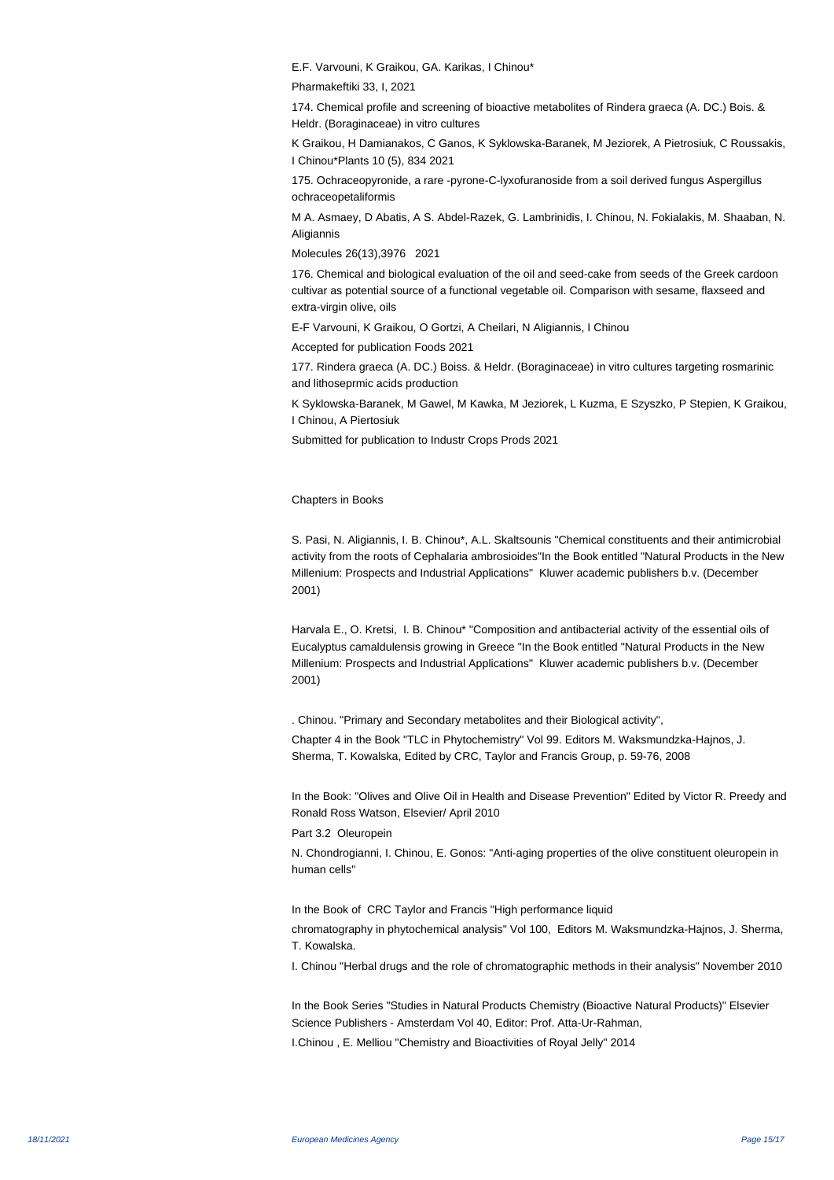E.F. Varvouni, K Graikou, GA. Karikas, I Chinou*

Pharmakeftiki 33, I, 2021

174. Chemical profile and screening of bioactive metabolites of Rindera graeca (A. DC.) Bois. & Heldr. (Boraginaceae) in vitro cultures

K Graikou, H Damianakos, C Ganos, K Syklowska-Baranek, M Jeziorek, A Pietrosiuk, C Roussakis, I Chinou*Plants 10 (5), 834 2021

175. Ochraceopyronide, a rare -pyrone-C-lyxofuranoside from a soil derived fungus Aspergillus ochraceopetaliformis

M A. Asmaey, D Abatis, A S. Abdel-Razek, G. Lambrinidis, I. Chinou, N. Fokialakis, M. Shaaban, N. Aligiannis

Molecules 26(13),3976 2021

176. Chemical and biological evaluation of the oil and seed-cake from seeds of the Greek cardoon cultivar as potential source of a functional vegetable oil. Comparison with sesame, flaxseed and extra-virgin olive, oils

E-F Varvouni, K Graikou, O Gortzi, A Cheilari, N Aligiannis, I Chinou

Accepted for publication Foods 2021

177. Rindera graeca (A. DC.) Boiss. & Heldr. (Boraginaceae) in vitro cultures targeting rosmarinic and lithoseprmic acids production

K Syklowska-Baranek, M Gawel, M Kawka, M Jeziorek, L Kuzma, E Szyszko, P Stepien, K Graikou, I Chinou, A Piertosiuk

Submitted for publication to Industr Crops Prods 2021

Chapters in Books

S. Pasi, N. Aligiannis, I. B. Chinou*, A.L. Skaltsounis "Chemical constituents and their antimicrobial activity from the roots of Cephalaria ambrosioides"In the Book entitled "Natural Products in the New Millenium: Prospects and Industrial Applications" Kluwer academic publishers b.v. (December 2001)

Harvala E., O. Kretsi, I. B. Chinou* "Composition and antibacterial activity of the essential oils of Eucalyptus camaldulensis growing in Greece "In the Book entitled "Natural Products in the New Millenium: Prospects and Industrial Applications" Kluwer academic publishers b.v. (December 2001)

. Chinou. "Primary and Secondary metabolites and their Biological activity",

Chapter 4 in the Book "TLC in Phytochemistry" Vol 99. Editors M. Waksmundzka-Hajnos, J. Sherma, T. Kowalska, Edited by CRC, Taylor and Francis Group, p. 59-76, 2008

In the Book: "Olives and Olive Oil in Health and Disease Prevention" Edited by Victor R. Preedy and Ronald Ross Watson, Elsevier/ April 2010

Part 3.2 Oleuropein

N. Chondrogianni, I. Chinou, E. Gonos: "Anti-aging properties of the olive constituent oleuropein in human cells"

In the Book of CRC Taylor and Francis "High performance liquid

chromatography in phytochemical analysis" Vol 100, Editors M. Waksmundzka-Hajnos, J. Sherma, T. Kowalska.

I. Chinou "Herbal drugs and the role of chromatographic methods in their analysis" November 2010

In the Book Series "Studies in Natural Products Chemistry (Bioactive Natural Products)" Elsevier Science Publishers - Amsterdam Vol 40, Editor: Prof. Atta-Ur-Rahman,

I.Chinou , E. Melliou "Chemistry and Bioactivities of Royal Jelly" 2014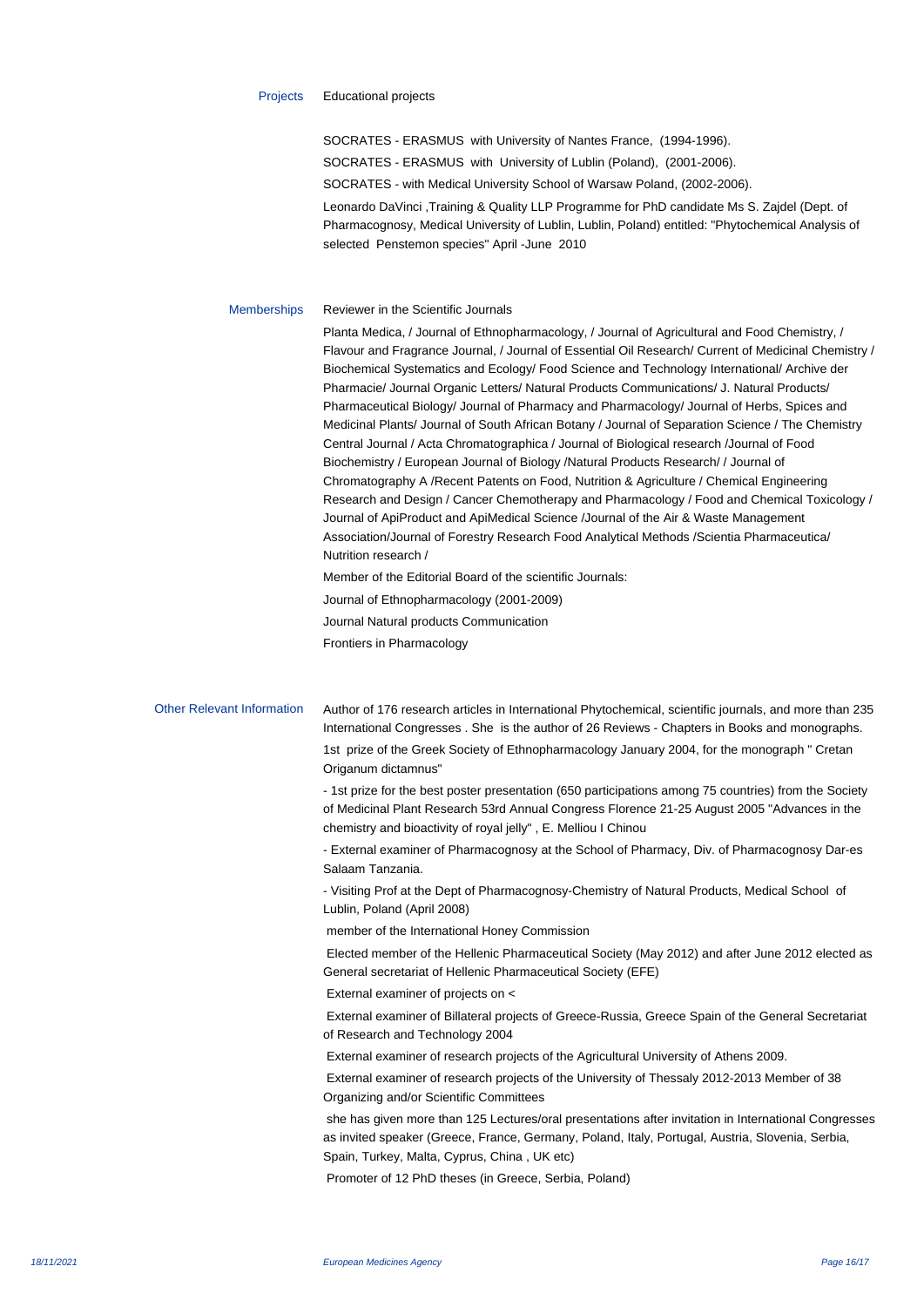**Projects** Educational projects

SOCRATES - ERASMUS with University of Nantes France, (1994-1996).

SOCRATES - ERASMUS with University of Lublin (Poland), (2001-2006).

SOCRATES - with Medical University School of Warsaw Poland, (2002-2006).

Leonardo DaVinci ,Training & Quality LLP Programme for PhD candidate Ms S. Zajdel (Dept. of Pharmacognosy, Medical University of Lublin, Lublin, Poland) entitled: "Phytochemical Analysis of selected Penstemon species" April -June 2010

**Memberships** Reviewer in the Scientific Journals

Planta Medica, / Journal of Ethnopharmacology, / Journal of Agricultural and Food Chemistry, / Flavour and Fragrance Journal, / Journal of Essential Oil Research/ Current of Medicinal Chemistry / Biochemical Systematics and Ecology/ Food Science and Technology International/ Archive der Pharmacie/ Journal Organic Letters/ Natural Products Communications/ J. Natural Products/ Pharmaceutical Biology/ Journal of Pharmacy and Pharmacology/ Journal of Herbs, Spices and Medicinal Plants/ Journal of South African Botany / Journal of Separation Science / The Chemistry Central Journal / Acta Chromatographica / Journal of Biological research /Journal of Food Biochemistry / European Journal of Biology /Natural Products Research/ / Journal of Chromatography A /Recent Patents on Food, Nutrition & Agriculture / Chemical Engineering Research and Design / Cancer Chemotherapy and Pharmacology / Food and Chemical Toxicology / Journal of ApiProduct and ApiMedical Science /Journal of the Air & Waste Management Association/Journal of Forestry Research Food Analytical Methods /Scientia Pharmaceutica/ Nutrition research /

Member of the Editorial Board of the scientific Journals:

Journal of Ethnopharmacology (2001-2009)

Journal Natural products Communication

Frontiers in Pharmacology

**Other Relevant Information** Author of 176 research articles in International Phytochemical, scientific journals, and more than 235 International Congresses . She is the author of 26 Reviews - Chapters in Books and monographs.

1st prize of the Greek Society of Ethnopharmacology January 2004, for the monograph " Cretan Origanum dictamnus"

- 1st prize for the best poster presentation (650 participations among 75 countries) from the Society of Medicinal Plant Research 53rd Annual Congress Florence 21-25 August 2005 "Advances in the chemistry and bioactivity of royal jelly" , E. Melliou I Chinou

- External examiner of Pharmacognosy at the School of Pharmacy, Div. of Pharmacognosy Dar-es Salaam Tanzania.

- Visiting Prof at the Dept of Pharmacognosy-Chemistry of Natural Products, Medical School of Lublin, Poland (April 2008)

member of the International Honey Commission

Elected member of the Hellenic Pharmaceutical Society (May 2012) and after June 2012 elected as General secretariat of Hellenic Pharmaceutical Society (EFE)

External examiner of projects on <

External examiner of Billateral projects of Greece-Russia, Greece Spain of the General Secretariat of Research and Technology 2004

External examiner of research projects of the Agricultural University of Athens 2009.

External examiner of research projects of the University of Thessaly 2012-2013 Member of 38 Organizing and/or Scientific Committees

she has given more than 125 Lectures/oral presentations after invitation in International Congresses as invited speaker (Greece, France, Germany, Poland, Italy, Portugal, Austria, Slovenia, Serbia, Spain, Turkey, Malta, Cyprus, China , UK etc)

Promoter of 12 PhD theses (in Greece, Serbia, Poland)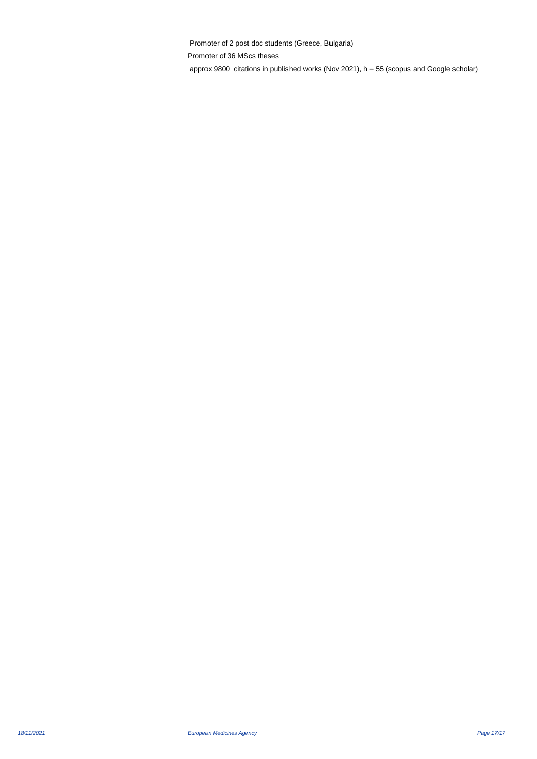Promoter of 2 post doc students (Greece, Bulgaria)

Promoter of 36 MScs theses

approx 9800 citations in published works (Nov 2021), h = 55 (scopus and Google scholar)